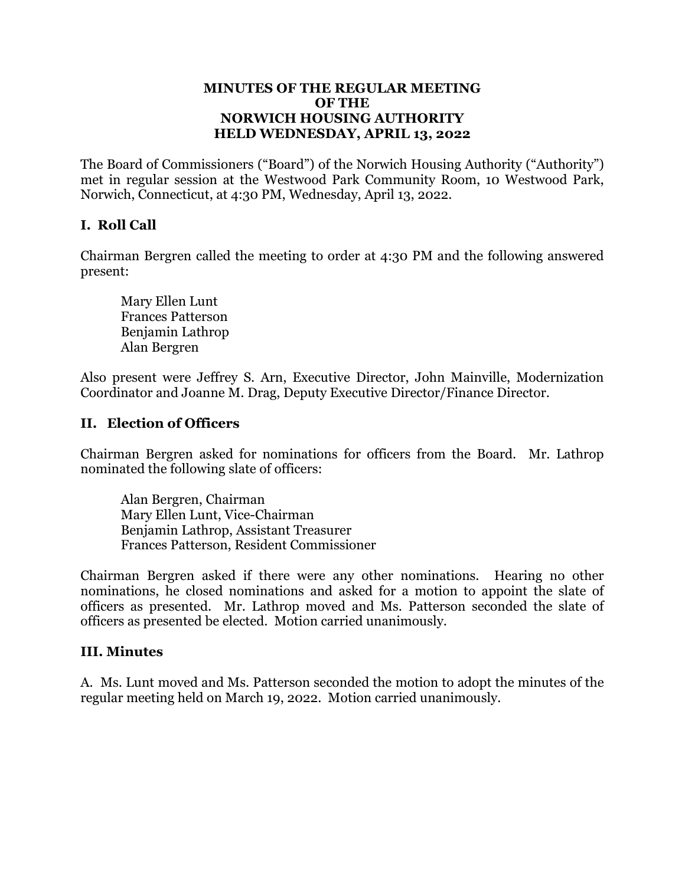# MINUTES OF THE REGULAR MEETING OF THE NORWICH HOUSING AUTHORITY HELD WEDNESDAY, APRIL 13, 2022

The Board of Commissioners ("Board") of the Norwich Housing Authority ("Authority") met in regular session at the Westwood Park Community Room, 10 Westwood Park, Norwich, Connecticut, at 4:30 PM, Wednesday, April 13, 2022.

## I. Roll Call

Chairman Bergren called the meeting to order at 4:30 PM and the following answered present:

Mary Ellen Lunt
Frances Patterson
Benjamin Lathrop
Alan Bergren

Also present were Jeffrey S. Arn, Executive Director, John Mainville, Modernization Coordinator and Joanne M. Drag, Deputy Executive Director/Finance Director.

## II. Election of Officers

Chairman Bergren asked for nominations for officers from the Board. Mr. Lathrop nominated the following slate of officers:

Alan Bergren, Chairman
Mary Ellen Lunt, Vice-Chairman
Benjamin Lathrop, Assistant Treasurer
Frances Patterson, Resident Commissioner

Chairman Bergren asked if there were any other nominations. Hearing no other nominations, he closed nominations and asked for a motion to appoint the slate of officers as presented. Mr. Lathrop moved and Ms. Patterson seconded the slate of officers as presented be elected. Motion carried unanimously.

## III. Minutes

A. Ms. Lunt moved and Ms. Patterson seconded the motion to adopt the minutes of the regular meeting held on March 19, 2022. Motion carried unanimously.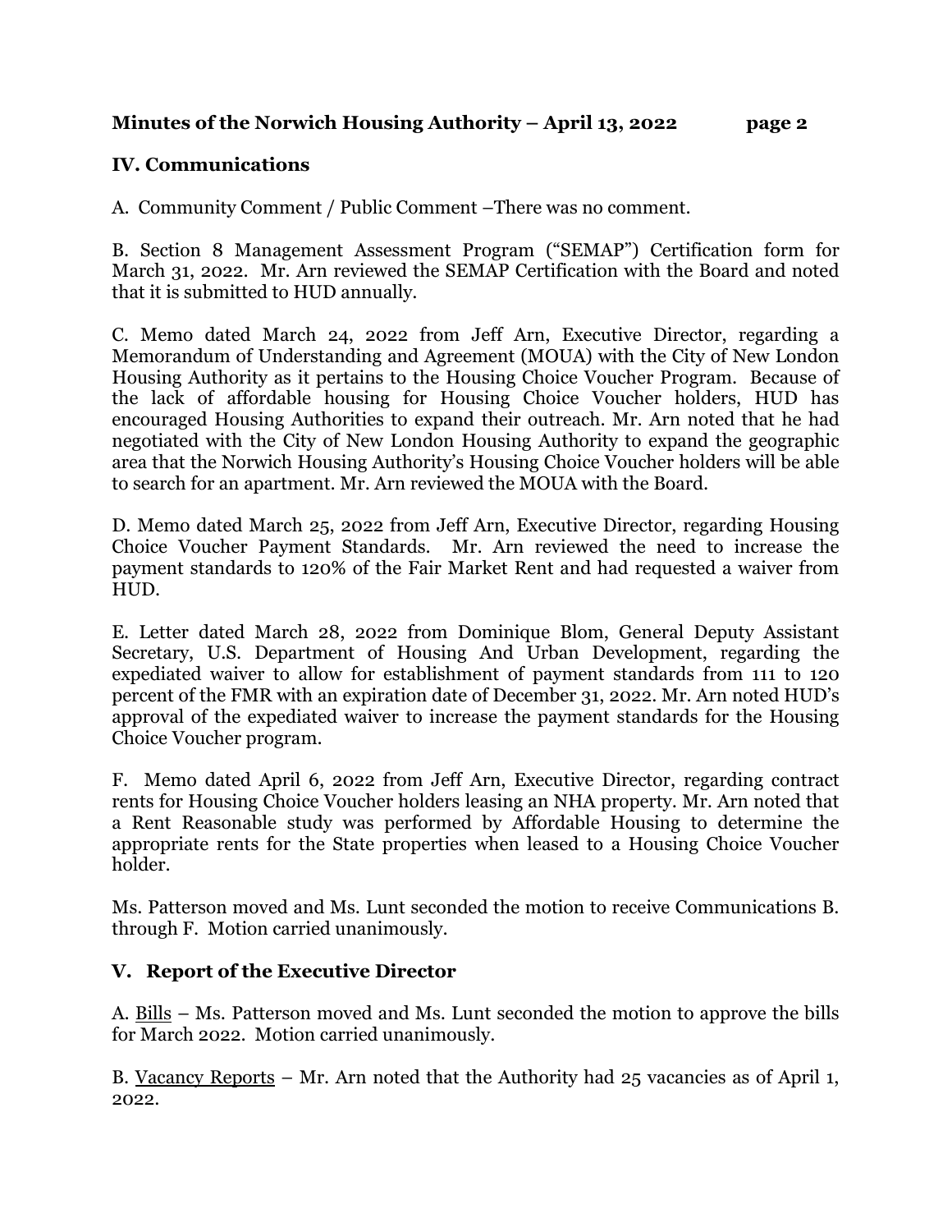## IV. Communications

A. Community Comment / Public Comment –There was no comment.

B. Section 8 Management Assessment Program ("SEMAP") Certification form for March 31, 2022. Mr. Arn reviewed the SEMAP Certification with the Board and noted that it is submitted to HUD annually.

C. Memo dated March 24, 2022 from Jeff Arn, Executive Director, regarding a Memorandum of Understanding and Agreement (MOUA) with the City of New London Housing Authority as it pertains to the Housing Choice Voucher Program. Because of the lack of affordable housing for Housing Choice Voucher holders, HUD has encouraged Housing Authorities to expand their outreach. Mr. Arn noted that he had negotiated with the City of New London Housing Authority to expand the geographic area that the Norwich Housing Authority's Housing Choice Voucher holders will be able to search for an apartment. Mr. Arn reviewed the MOUA with the Board.

D. Memo dated March 25, 2022 from Jeff Arn, Executive Director, regarding Housing Choice Voucher Payment Standards. Mr. Arn reviewed the need to increase the payment standards to 120% of the Fair Market Rent and had requested a waiver from HUD.

E. Letter dated March 28, 2022 from Dominique Blom, General Deputy Assistant Secretary, U.S. Department of Housing And Urban Development, regarding the expediated waiver to allow for establishment of payment standards from 111 to 120 percent of the FMR with an expiration date of December 31, 2022. Mr. Arn noted HUD's approval of the expediated waiver to increase the payment standards for the Housing Choice Voucher program.

F. Memo dated April 6, 2022 from Jeff Arn, Executive Director, regarding contract rents for Housing Choice Voucher holders leasing an NHA property. Mr. Arn noted that a Rent Reasonable study was performed by Affordable Housing to determine the appropriate rents for the State properties when leased to a Housing Choice Voucher holder.

Ms. Patterson moved and Ms. Lunt seconded the motion to receive Communications B. through F. Motion carried unanimously.

## V. Report of the Executive Director

A. Bills – Ms. Patterson moved and Ms. Lunt seconded the motion to approve the bills for March 2022. Motion carried unanimously.

B. Vacancy Reports – Mr. Arn noted that the Authority had 25 vacancies as of April 1, 2022.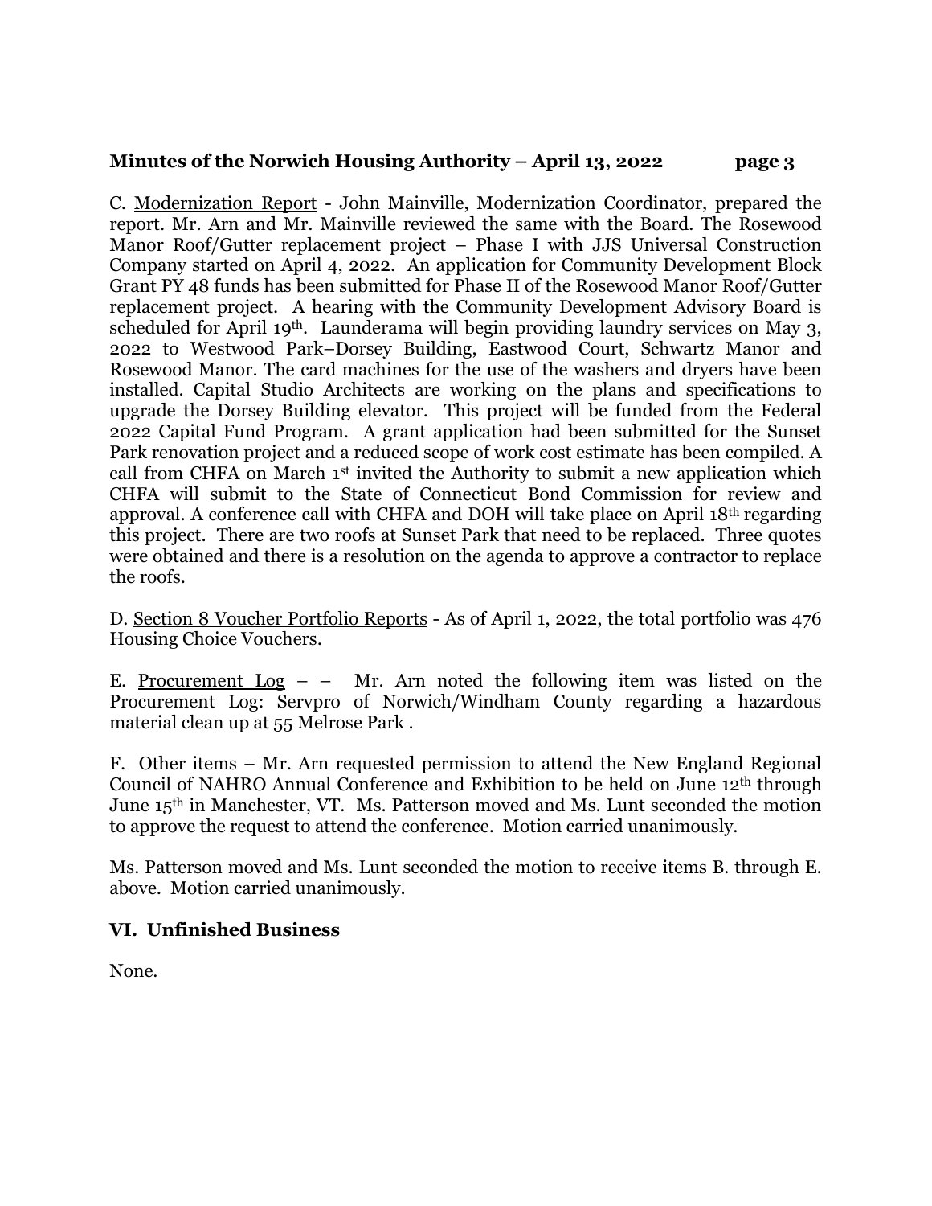C. Modernization Report - John Mainville, Modernization Coordinator, prepared the report. Mr. Arn and Mr. Mainville reviewed the same with the Board. The Rosewood Manor Roof/Gutter replacement project – Phase I with JJS Universal Construction Company started on April 4, 2022. An application for Community Development Block Grant PY 48 funds has been submitted for Phase II of the Rosewood Manor Roof/Gutter replacement project. A hearing with the Community Development Advisory Board is scheduled for April 19th. Launderama will begin providing laundry services on May 3, 2022 to Westwood Park–Dorsey Building, Eastwood Court, Schwartz Manor and Rosewood Manor. The card machines for the use of the washers and dryers have been installed. Capital Studio Architects are working on the plans and specifications to upgrade the Dorsey Building elevator. This project will be funded from the Federal 2022 Capital Fund Program. A grant application had been submitted for the Sunset Park renovation project and a reduced scope of work cost estimate has been compiled. A call from CHFA on March 1st invited the Authority to submit a new application which CHFA will submit to the State of Connecticut Bond Commission for review and approval. A conference call with CHFA and DOH will take place on April 18th regarding this project. There are two roofs at Sunset Park that need to be replaced. Three quotes were obtained and there is a resolution on the agenda to approve a contractor to replace the roofs.

D. Section 8 Voucher Portfolio Reports - As of April 1, 2022, the total portfolio was 476 Housing Choice Vouchers.

E. Procurement Log – – Mr. Arn noted the following item was listed on the Procurement Log: Servpro of Norwich/Windham County regarding a hazardous material clean up at 55 Melrose Park .

F. Other items – Mr. Arn requested permission to attend the New England Regional Council of NAHRO Annual Conference and Exhibition to be held on June 12th through June 15th in Manchester, VT. Ms. Patterson moved and Ms. Lunt seconded the motion to approve the request to attend the conference. Motion carried unanimously.

Ms. Patterson moved and Ms. Lunt seconded the motion to receive items B. through E. above. Motion carried unanimously.

## VI. Unfinished Business

None.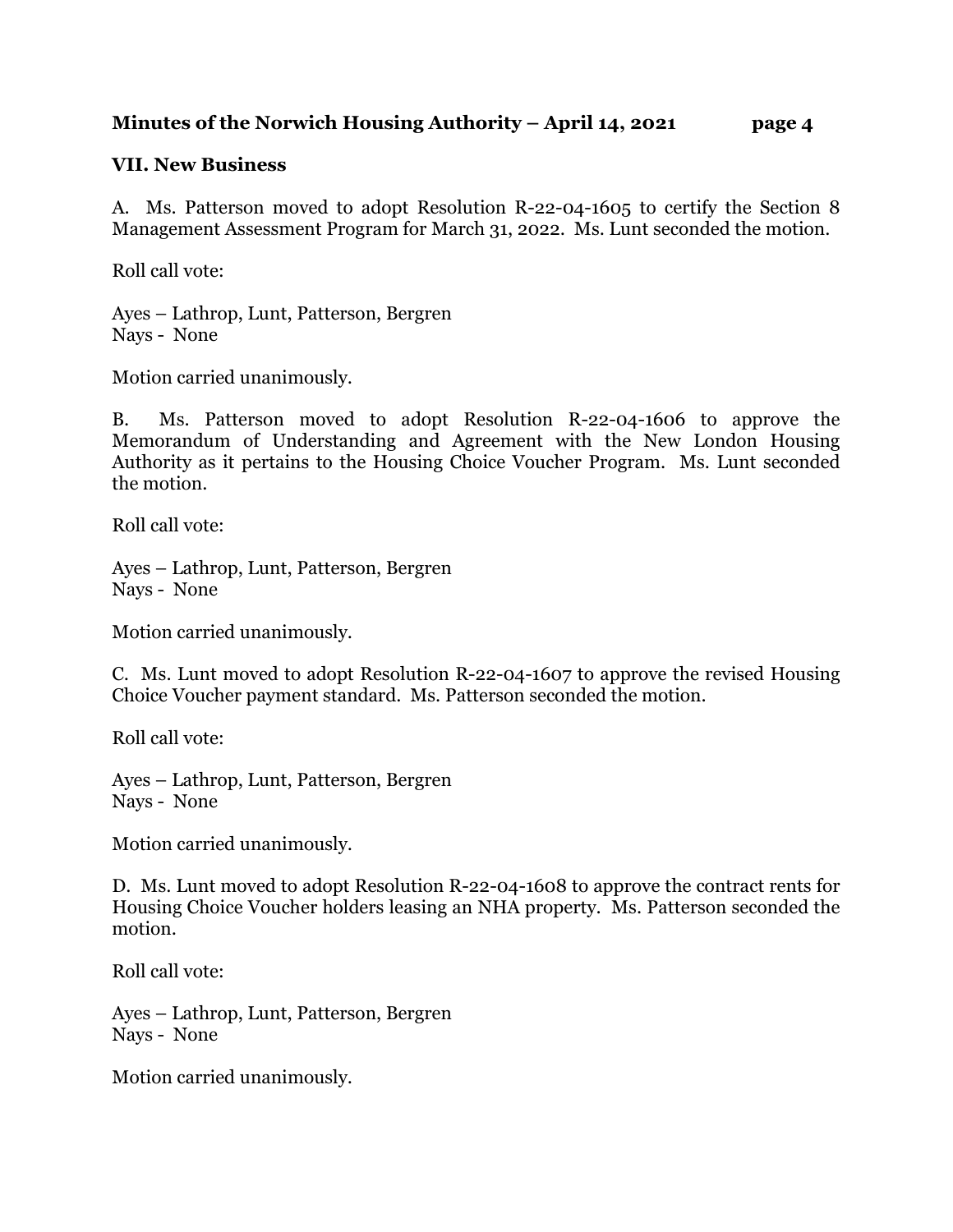## VII. New Business

A. Ms. Patterson moved to adopt Resolution R-22-04-1605 to certify the Section 8 Management Assessment Program for March 31, 2022. Ms. Lunt seconded the motion.

Roll call vote:

Ayes – Lathrop, Lunt, Patterson, Bergren
Nays - None

Motion carried unanimously.

B. Ms. Patterson moved to adopt Resolution R-22-04-1606 to approve the Memorandum of Understanding and Agreement with the New London Housing Authority as it pertains to the Housing Choice Voucher Program. Ms. Lunt seconded the motion.

Roll call vote:

Ayes – Lathrop, Lunt, Patterson, Bergren
Nays - None

Motion carried unanimously.

C. Ms. Lunt moved to adopt Resolution R-22-04-1607 to approve the revised Housing Choice Voucher payment standard. Ms. Patterson seconded the motion.

Roll call vote:

Ayes – Lathrop, Lunt, Patterson, Bergren
Nays - None

Motion carried unanimously.

D. Ms. Lunt moved to adopt Resolution R-22-04-1608 to approve the contract rents for Housing Choice Voucher holders leasing an NHA property. Ms. Patterson seconded the motion.

Roll call vote:

Ayes – Lathrop, Lunt, Patterson, Bergren
Nays - None

Motion carried unanimously.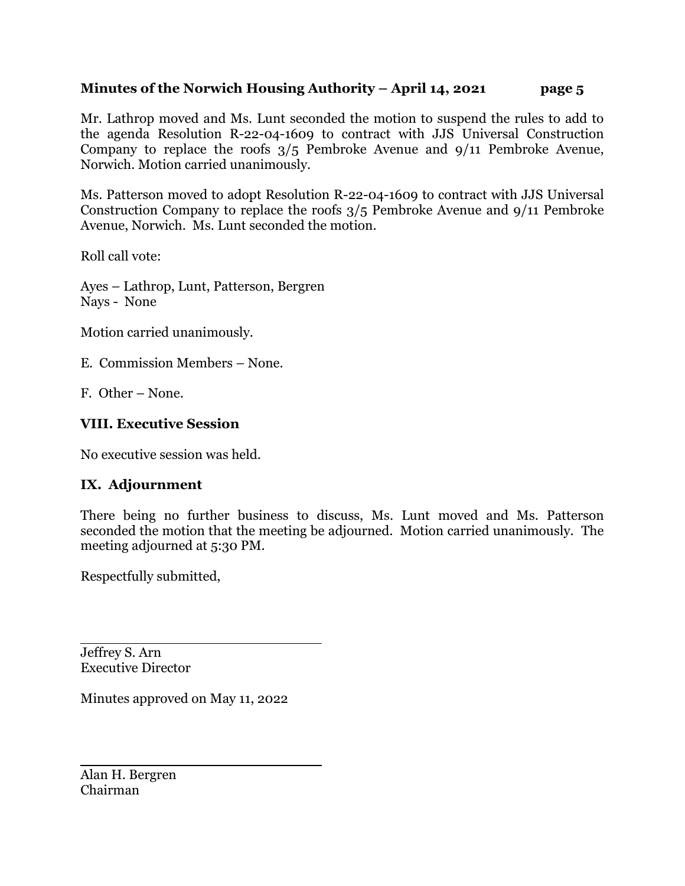Mr. Lathrop moved and Ms. Lunt seconded the motion to suspend the rules to add to the agenda Resolution R-22-04-1609 to contract with JJS Universal Construction Company to replace the roofs 3/5 Pembroke Avenue and 9/11 Pembroke Avenue, Norwich. Motion carried unanimously.

Ms. Patterson moved to adopt Resolution R-22-04-1609 to contract with JJS Universal Construction Company to replace the roofs 3/5 Pembroke Avenue and 9/11 Pembroke Avenue, Norwich. Ms. Lunt seconded the motion.

Roll call vote:

Ayes – Lathrop, Lunt, Patterson, Bergren
Nays - None

Motion carried unanimously.

E. Commission Members – None.

F. Other – None.

## VIII. Executive Session

No executive session was held.

## IX. Adjournment

There being no further business to discuss, Ms. Lunt moved and Ms. Patterson seconded the motion that the meeting be adjourned. Motion carried unanimously. The meeting adjourned at 5:30 PM.

Respectfully submitted,

Jeffrey S. Arn
Executive Director

Minutes approved on May 11, 2022

Alan H. Bergren
Chairman